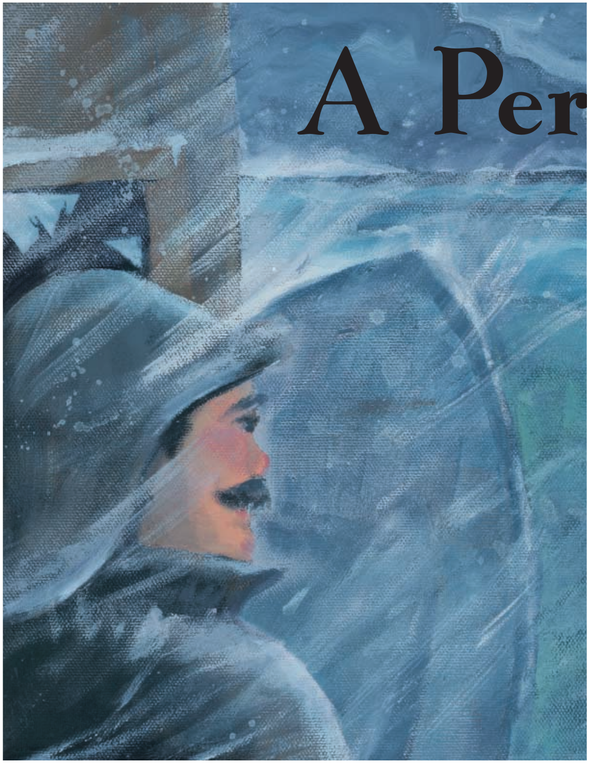# A Per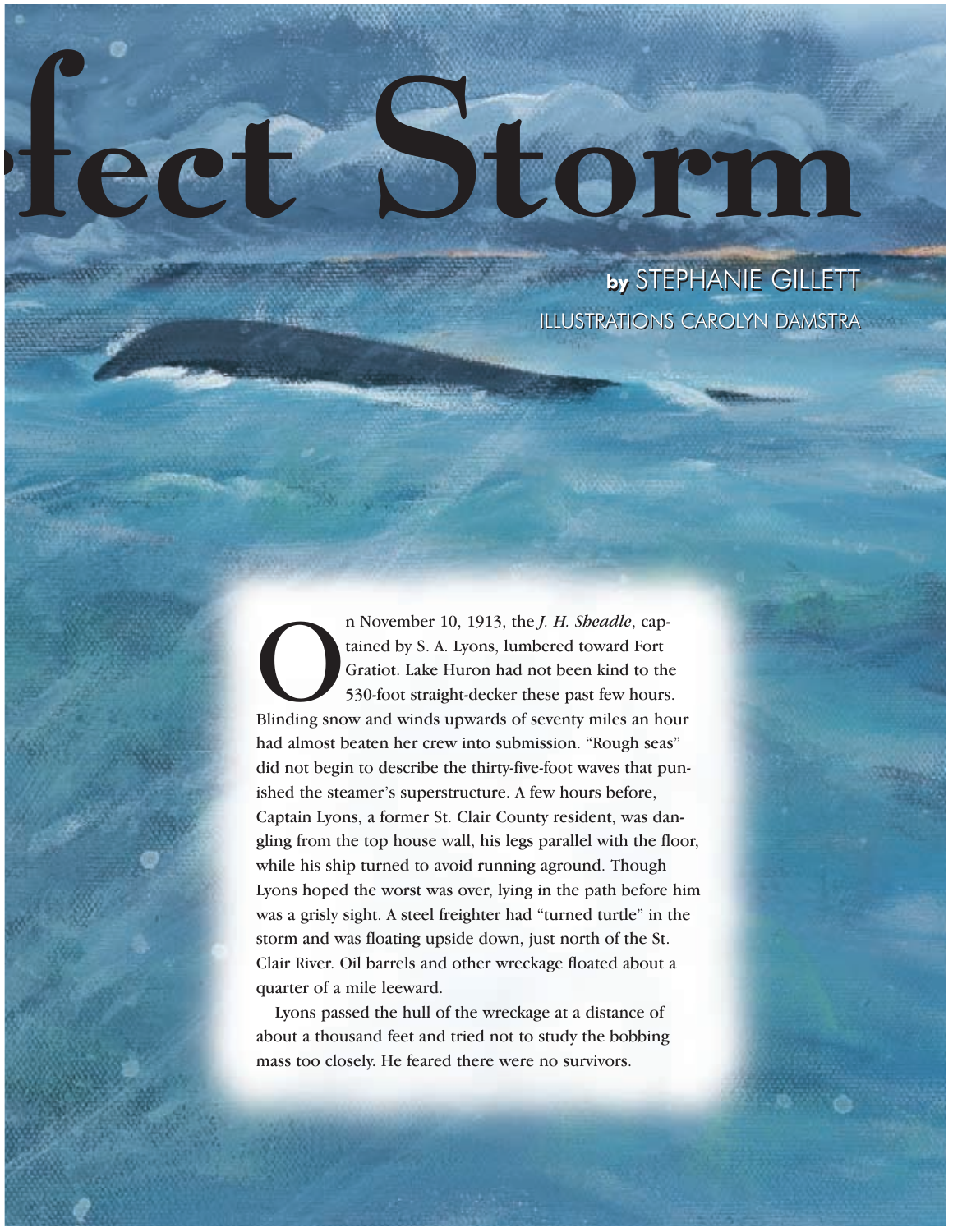# fect Storm

**by** STEPHANIE GILLETT

ILLUSTRATIONS CAROLYN DAMSTRA

On November 10, 1913, the *J. H. Sheadle*, captained by S. A. Lyons, lumbered toward Fort Gratiot. Lake Huron had not been kind to the 530-foot straight-decker these past few hours. Blinding snow and winds upwards of seventy miles an hour had almost beaten her crew into submission. "Rough seas" did not begin to describe the thirty-five-foot waves that punished the steamer's superstructure. A few hours before, Captain Lyons, a former St. Clair County resident, was dangling from the top house wall, his legs parallel with the floor, while his ship turned to avoid running aground. Though Lyons hoped the worst was over, lying in the path before him was a grisly sight. A steel freighter had "turned turtle" in the storm and was floating upside down, just north of the St. Clair River. Oil barrels and other wreckage floated about a quarter of a mile leeward.

Lyons passed the hull of the wreckage at a distance of about a thousand feet and tried not to study the bobbing mass too closely. He feared there were no survivors.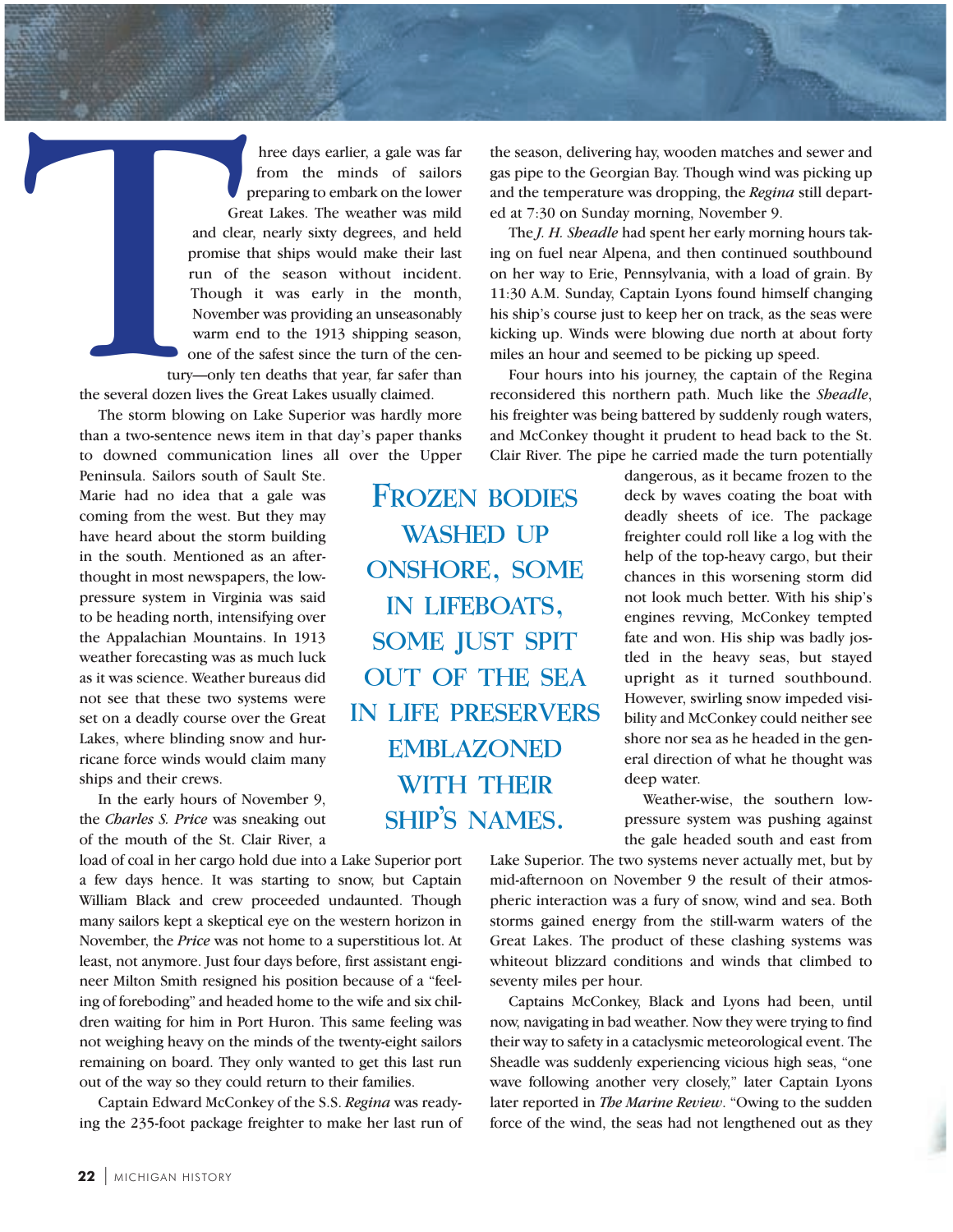Three days earlier, a gale was far from the minds of sailors preparing to embark on the lower Great Lakes. The weather was mild and clear, nearly sixty degrees, and held promise that ships would make their last run of the season without incident. Though it was early in the month, November was providing an unseasonably warm end to the 1913 shipping season, one of the safest since the turn of the century—only ten deaths that year, far safer than the several dozen lives the Great Lakes usually claimed.

The storm blowing on Lake Superior was hardly more than a two-sentence news item in that day's paper thanks to downed communication lines all over the Upper Peninsula. Sailors south of Sault Ste. Marie had no idea that a gale was coming from the west. But they may have heard about the storm building in the south. Mentioned as an afterthought in most newspapers, the low-pressure system in Virginia was said to be heading north, intensifying over the Appalachian Mountains. In 1913 weather forecasting was as much luck as it was science. Weather bureaus did not see that these two systems were set on a deadly course over the Great Lakes, where blinding snow and hurricane force winds would claim many ships and their crews.

In the early hours of November 9, the *Charles S. Price* was sneaking out of the mouth of the St. Clair River, a load of coal in her cargo hold due into a Lake Superior port a few days hence. It was starting to snow, but Captain William Black and crew proceeded undaunted. Though many sailors kept a skeptical eye on the western horizon in November, the *Price* was not home to a superstitious lot. At least, not anymore. Just four days before, first assistant engineer Milton Smith resigned his position because of a "feeling of foreboding" and headed home to the wife and six children waiting for him in Port Huron. This same feeling was not weighing heavy on the minds of the twenty-eight sailors remaining on board. They only wanted to get this last run out of the way so they could return to their families.

Captain Edward McConkey of the S.S. *Regina* was readying the 235-foot package freighter to make her last run of the season, delivering hay, wooden matches and sewer and gas pipe to the Georgian Bay. Though wind was picking up and the temperature was dropping, the *Regina* still departed at 7:30 on Sunday morning, November 9.

The *J. H. Sheadle* had spent her early morning hours taking on fuel near Alpena, and then continued southbound on her way to Erie, Pennsylvania, with a load of grain. By 11:30 A.M. Sunday, Captain Lyons found himself changing his ship's course just to keep her on track, as the seas were kicking up. Winds were blowing due north at about forty miles an hour and seemed to be picking up speed.

Four hours into his journey, the captain of the Regina reconsidered this northern path. Much like the *Sheadle*, his freighter was being battered by suddenly rough waters, and McConkey thought it prudent to head back to the St. Clair River. The pipe he carried made the turn potentially dangerous, as it became frozen to the deck by waves coating the boat with deadly sheets of ice. The package freighter could roll like a log with the help of the top-heavy cargo, but their chances in this worsening storm did not look much better. With his ship's engines revving, McConkey tempted fate and won. His ship was badly jostled in the heavy seas, but stayed upright as it turned southbound. However, swirling snow impeded visibility and McConkey could neither see shore nor sea as he headed in the general direction of what he thought was deep water.

> **Frozen bodies washed up onshore, some in lifeboats, some just spit out of the sea in life preservers emblazoned with their ship's names.**

Weather-wise, the southern low-pressure system was pushing against the gale headed south and east from Lake Superior. The two systems never actually met, but by mid-afternoon on November 9 the result of their atmospheric interaction was a fury of snow, wind and sea. Both storms gained energy from the still-warm waters of the Great Lakes. The product of these clashing systems was whiteout blizzard conditions and winds that climbed to seventy miles per hour.

Captains McConkey, Black and Lyons had been, until now, navigating in bad weather. Now they were trying to find their way to safety in a cataclysmic meteorological event. The Sheadle was suddenly experiencing vicious high seas, "one wave following another very closely," later Captain Lyons later reported in *The Marine Review*. "Owing to the sudden force of the wind, the seas had not lengthened out as they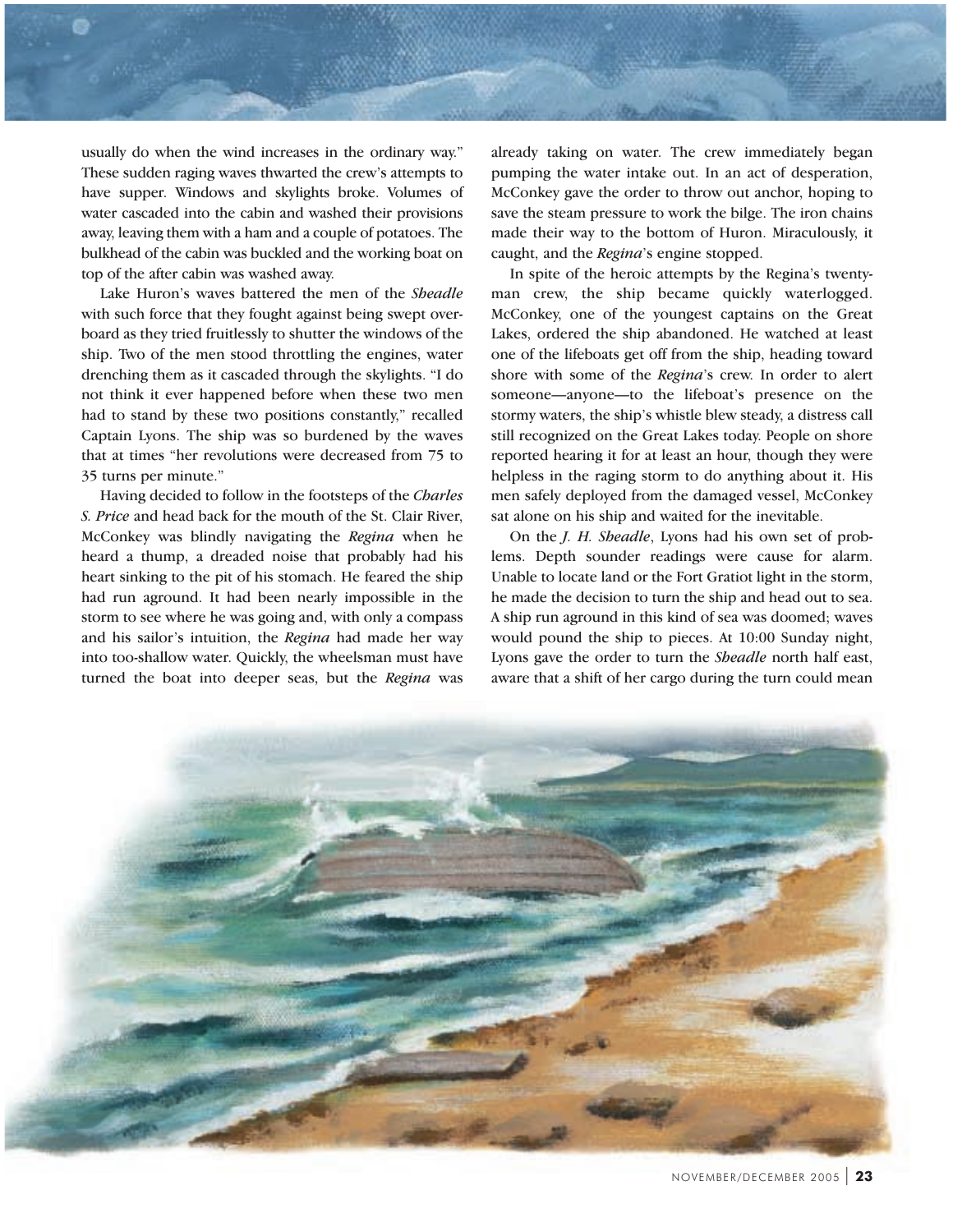usually do when the wind increases in the ordinary way." These sudden raging waves thwarted the crew's attempts to have supper. Windows and skylights broke. Volumes of water cascaded into the cabin and washed their provisions away, leaving them with a ham and a couple of potatoes. The bulkhead of the cabin was buckled and the working boat on top of the after cabin was washed away.

Lake Huron's waves battered the men of the *Sheadle* with such force that they fought against being swept overboard as they tried fruitlessly to shutter the windows of the ship. Two of the men stood throttling the engines, water drenching them as it cascaded through the skylights. "I do not think it ever happened before when these two men had to stand by these two positions constantly," recalled Captain Lyons. The ship was so burdened by the waves that at times "her revolutions were decreased from 75 to 35 turns per minute."

Having decided to follow in the footsteps of the *Charles S. Price* and head back for the mouth of the St. Clair River, McConkey was blindly navigating the *Regina* when he heard a thump, a dreaded noise that probably had his heart sinking to the pit of his stomach. He feared the ship had run aground. It had been nearly impossible in the storm to see where he was going and, with only a compass and his sailor's intuition, the *Regina* had made her way into too-shallow water. Quickly, the wheelsman must have turned the boat into deeper seas, but the *Regina* was already taking on water. The crew immediately began pumping the water intake out. In an act of desperation, McConkey gave the order to throw out anchor, hoping to save the steam pressure to work the bilge. The iron chains made their way to the bottom of Huron. Miraculously, it caught, and the *Regina*'s engine stopped.

In spite of the heroic attempts by the Regina's twenty-man crew, the ship became quickly waterlogged. McConkey, one of the youngest captains on the Great Lakes, ordered the ship abandoned. He watched at least one of the lifeboats get off from the ship, heading toward shore with some of the *Regina*'s crew. In order to alert someone—anyone—to the lifeboat's presence on the stormy waters, the ship's whistle blew steady, a distress call still recognized on the Great Lakes today. People on shore reported hearing it for at least an hour, though they were helpless in the raging storm to do anything about it. His men safely deployed from the damaged vessel, McConkey sat alone on his ship and waited for the inevitable.

On the *J. H. Sheadle*, Lyons had his own set of problems. Depth sounder readings were cause for alarm. Unable to locate land or the Fort Gratiot light in the storm, he made the decision to turn the ship and head out to sea. A ship run aground in this kind of sea was doomed; waves would pound the ship to pieces. At 10:00 Sunday night, Lyons gave the order to turn the *Sheadle* north half east, aware that a shift of her cargo during the turn could mean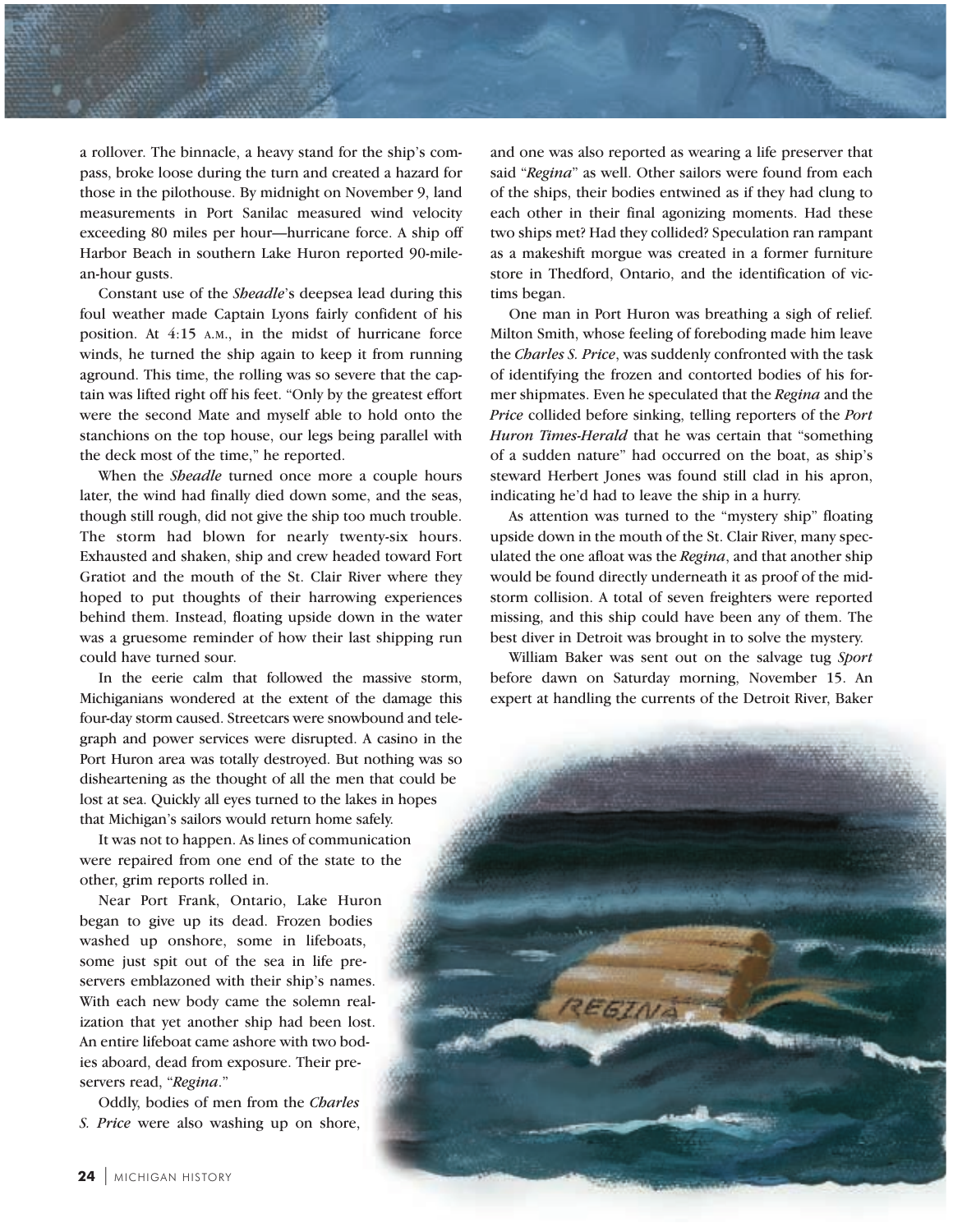a rollover. The binnacle, a heavy stand for the ship's compass, broke loose during the turn and created a hazard for those in the pilothouse. By midnight on November 9, land measurements in Port Sanilac measured wind velocity exceeding 80 miles per hour—hurricane force. A ship off Harbor Beach in southern Lake Huron reported 90-mile-an-hour gusts.

Constant use of the *Sheadle*'s deepsea lead during this foul weather made Captain Lyons fairly confident of his position. At 4:15 A.M., in the midst of hurricane force winds, he turned the ship again to keep it from running aground. This time, the rolling was so severe that the captain was lifted right off his feet. "Only by the greatest effort were the second Mate and myself able to hold onto the stanchions on the top house, our legs being parallel with the deck most of the time," he reported.

When the *Sheadle* turned once more a couple hours later, the wind had finally died down some, and the seas, though still rough, did not give the ship too much trouble. The storm had blown for nearly twenty-six hours. Exhausted and shaken, ship and crew headed toward Fort Gratiot and the mouth of the St. Clair River where they hoped to put thoughts of their harrowing experiences behind them. Instead, floating upside down in the water was a gruesome reminder of how their last shipping run could have turned sour.

In the eerie calm that followed the massive storm, Michiganians wondered at the extent of the damage this four-day storm caused. Streetcars were snowbound and telegraph and power services were disrupted. A casino in the Port Huron area was totally destroyed. But nothing was so disheartening as the thought of all the men that could be lost at sea. Quickly all eyes turned to the lakes in hopes that Michigan's sailors would return home safely.

It was not to happen. As lines of communication were repaired from one end of the state to the other, grim reports rolled in.

Near Port Frank, Ontario, Lake Huron began to give up its dead. Frozen bodies washed up onshore, some in lifeboats, some just spit out of the sea in life preservers emblazoned with their ship's names. With each new body came the solemn realization that yet another ship had been lost. An entire lifeboat came ashore with two bodies aboard, dead from exposure. Their preservers read, "*Regina*."

Oddly, bodies of men from the *Charles S. Price* were also washing up on shore, and one was also reported as wearing a life preserver that said "*Regina*" as well. Other sailors were found from each of the ships, their bodies entwined as if they had clung to each other in their final agonizing moments. Had these two ships met? Had they collided? Speculation ran rampant as a makeshift morgue was created in a former furniture store in Thedford, Ontario, and the identification of victims began.

One man in Port Huron was breathing a sigh of relief. Milton Smith, whose feeling of foreboding made him leave the *Charles S. Price*, was suddenly confronted with the task of identifying the frozen and contorted bodies of his former shipmates. Even he speculated that the *Regina* and the *Price* collided before sinking, telling reporters of the *Port Huron Times-Herald* that he was certain that "something of a sudden nature" had occurred on the boat, as ship's steward Herbert Jones was found still clad in his apron, indicating he'd had to leave the ship in a hurry.

As attention was turned to the "mystery ship" floating upside down in the mouth of the St. Clair River, many speculated the one afloat was the *Regina*, and that another ship would be found directly underneath it as proof of the mid-storm collision. A total of seven freighters were reported missing, and this ship could have been any of them. The best diver in Detroit was brought in to solve the mystery.

William Baker was sent out on the salvage tug *Sport* before dawn on Saturday morning, November 15. An expert at handling the currents of the Detroit River, Baker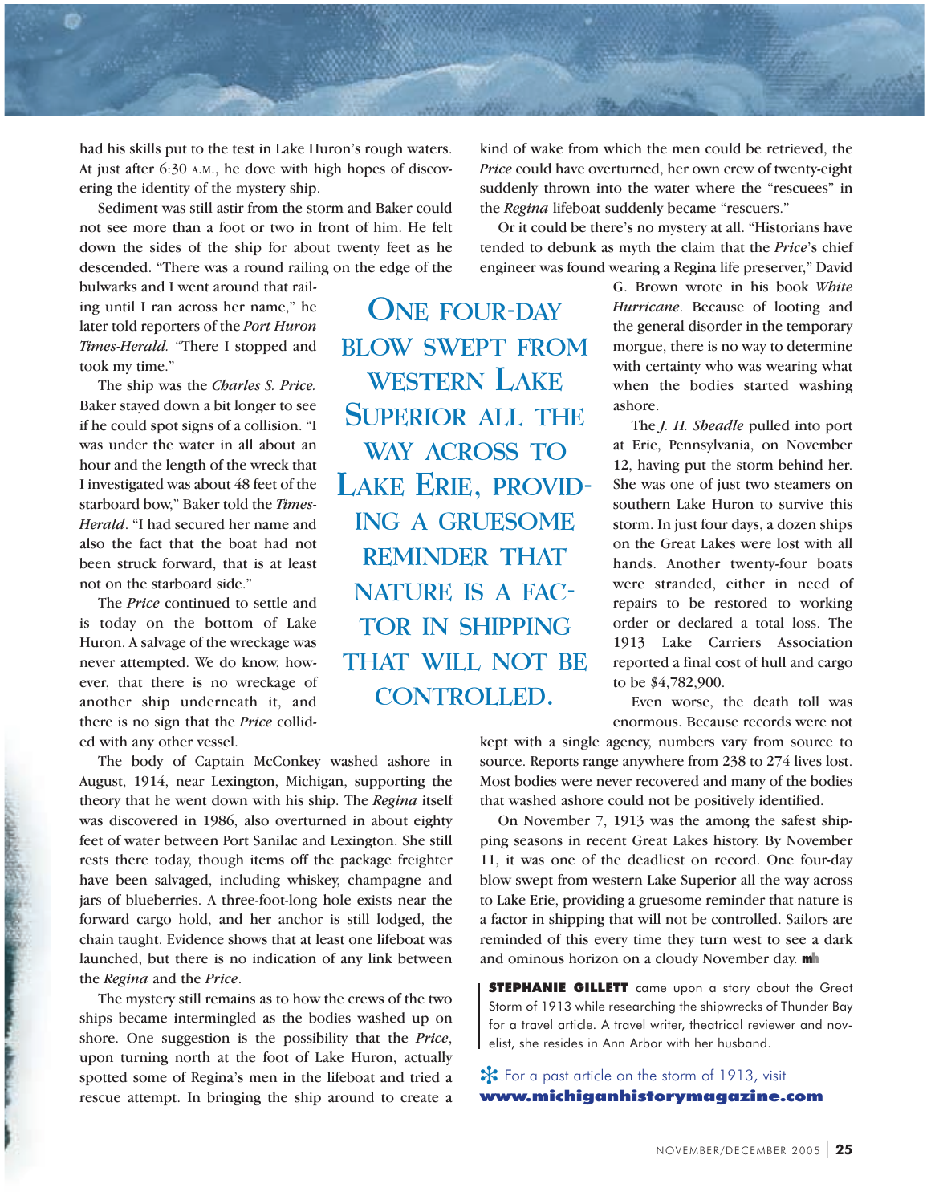had his skills put to the test in Lake Huron's rough waters. At just after 6:30 A.M., he dove with high hopes of discovering the identity of the mystery ship.

Sediment was still astir from the storm and Baker could not see more than a foot or two in front of him. He felt down the sides of the ship for about twenty feet as he descended. "There was a round railing on the edge of the bulwarks and I went around that railing until I ran across her name," he later told reporters of the *Port Huron Times-Herald.* "There I stopped and took my time."

The ship was the *Charles S. Price.* Baker stayed down a bit longer to see if he could spot signs of a collision. "I was under the water in all about an hour and the length of the wreck that I investigated was about 48 feet of the starboard bow," Baker told the *Times-Herald*. "I had secured her name and also the fact that the boat had not been struck forward, that is at least not on the starboard side."

The *Price* continued to settle and is today on the bottom of Lake Huron. A salvage of the wreckage was never attempted. We do know, however, that there is no wreckage of another ship underneath it, and there is no sign that the *Price* collided with any other vessel.

The body of Captain McConkey washed ashore in August, 1914, near Lexington, Michigan, supporting the theory that he went down with his ship. The *Regina* itself was discovered in 1986, also overturned in about eighty feet of water between Port Sanilac and Lexington. She still rests there today, though items off the package freighter have been salvaged, including whiskey, champagne and jars of blueberries. A three-foot-long hole exists near the forward cargo hold, and her anchor is still lodged, the chain taught. Evidence shows that at least one lifeboat was launched, but there is no indication of any link between the *Regina* and the *Price*.

The mystery still remains as to how the crews of the two ships became intermingled as the bodies washed up on shore. One suggestion is the possibility that the *Price*, upon turning north at the foot of Lake Huron, actually spotted some of Regina's men in the lifeboat and tried a rescue attempt. In bringing the ship around to create a kind of wake from which the men could be retrieved, the *Price* could have overturned, her own crew of twenty-eight suddenly thrown into the water where the "rescuees" in the *Regina* lifeboat suddenly became "rescuers."

Or it could be there's no mystery at all. "Historians have tended to debunk as myth the claim that the *Price*'s chief engineer was found wearing a Regina life preserver," David G. Brown wrote in his book *White Hurricane*. Because of looting and the general disorder in the temporary morgue, there is no way to determine with certainty who was wearing what when the bodies started washing ashore.

The *J. H. Sheadle* pulled into port at Erie, Pennsylvania, on November 12, having put the storm behind her. She was one of just two steamers on southern Lake Huron to survive this storm. In just four days, a dozen ships on the Great Lakes were lost with all hands. Another twenty-four boats were stranded, either in need of repairs to be restored to working order or declared a total loss. The 1913 Lake Carriers Association reported a final cost of hull and cargo to be $4,782,900.

Even worse, the death toll was enormous. Because records were not kept with a single agency, numbers vary from source to source. Reports range anywhere from 238 to 274 lives lost. Most bodies were never recovered and many of the bodies that washed ashore could not be positively identified.

On November 7, 1913 was the among the safest shipping seasons in recent Great Lakes history. By November 11, it was one of the deadliest on record. One four-day blow swept from western Lake Superior all the way across to Lake Erie, providing a gruesome reminder that nature is a factor in shipping that will not be controlled. Sailors are reminded of this every time they turn west to see a dark and ominous horizon on a cloudy November day.

> ONE FOUR-DAY BLOW SWEPT FROM WESTERN LAKE SUPERIOR ALL THE WAY ACROSS TO LAKE ERIE, PROVIDING A GRUESOME REMINDER THAT NATURE IS A FACTOR IN SHIPPING THAT WILL NOT BE CONTROLLED.

**STEPHANIE GILLETT** came upon a story about the Great Storm of 1913 while researching the shipwrecks of Thunder Bay for a travel article. A travel writer, theatrical reviewer and novelist, she resides in Ann Arbor with her husband.

For a past article on the storm of 1913, visit **www.michiganhistorymagazine.com**